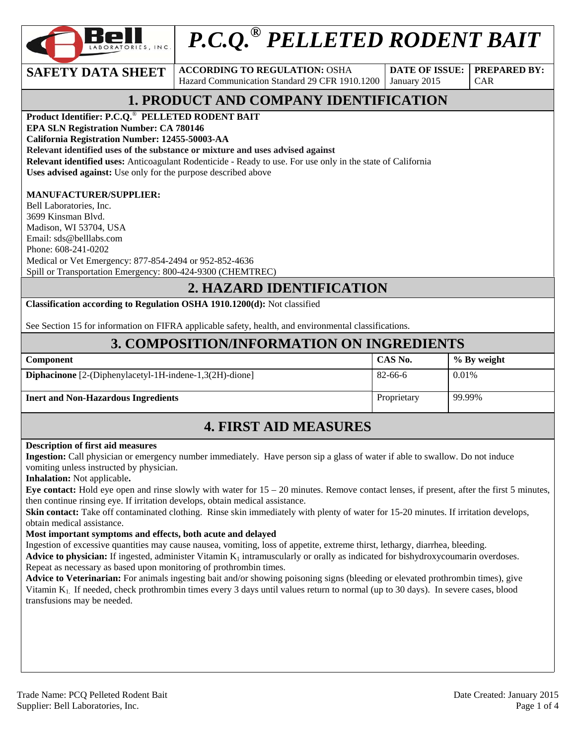# P.C.Q.® PELLETED RODENT BAIT

| SAFETY DATA SHEET | ACCORDING TO REGULATION: OSHA Hazard Communication Standard 29 CFR 1910.1200 | DATE OF ISSUE: January 2015 | PREPARED BY: CAR |
|---|---|---|---|

## 1. PRODUCT AND COMPANY IDENTIFICATION

**Product Identifier: P.C.Q.® PELLETED RODENT BAIT**
**EPA SLN Registration Number: CA 780146**
**California Registration Number: 12455-50003-AA**
**Relevant identified uses of the substance or mixture and uses advised against**
**Relevant identified uses:** Anticoagulant Rodenticide - Ready to use. For use only in the state of California
**Uses advised against:** Use only for the purpose described above

**MANUFACTURER/SUPPLIER:**
Bell Laboratories, Inc.
3699 Kinsman Blvd.
Madison, WI 53704, USA
Email: sds@belllabs.com
Phone: 608-241-0202
Medical or Vet Emergency: 877-854-2494 or 952-852-4636
Spill or Transportation Emergency: 800-424-9300 (CHEMTREC)

## 2. HAZARD IDENTIFICATION

**Classification according to Regulation OSHA 1910.1200(d):** Not classified

See Section 15 for information on FIFRA applicable safety, health, and environmental classifications.

## 3. COMPOSITION/INFORMATION ON INGREDIENTS

| Component | CAS No. | % By weight |
|---|---|---|
| **Diphacinone** [2-(Diphenylacetyl-1H-indene-1,3(2H)-dione] | 82-66-6 | 0.01% |
| **Inert and Non-Hazardous Ingredients** | Proprietary | 99.99% |

## 4. FIRST AID MEASURES

**Description of first aid measures**
**Ingestion:** Call physician or emergency number immediately. Have person sip a glass of water if able to swallow. Do not induce vomiting unless instructed by physician.
**Inhalation:** Not applicable**.**
**Eye contact:** Hold eye open and rinse slowly with water for 15 – 20 minutes. Remove contact lenses, if present, after the first 5 minutes, then continue rinsing eye. If irritation develops, obtain medical assistance.
**Skin contact:** Take off contaminated clothing. Rinse skin immediately with plenty of water for 15-20 minutes. If irritation develops, obtain medical assistance.
**Most important symptoms and effects, both acute and delayed**
Ingestion of excessive quantities may cause nausea, vomiting, loss of appetite, extreme thirst, lethargy, diarrhea, bleeding.
**Advice to physician:** If ingested, administer Vitamin $K_1$ intramuscularly or orally as indicated for bishydroxycoumarin overdoses. Repeat as necessary as based upon monitoring of prothrombin times.
**Advice to Veterinarian:** For animals ingesting bait and/or showing poisoning signs (bleeding or elevated prothrombin times), give Vitamin $K_1$. If needed, check prothrombin times every 3 days until values return to normal (up to 30 days). In severe cases, blood transfusions may be needed.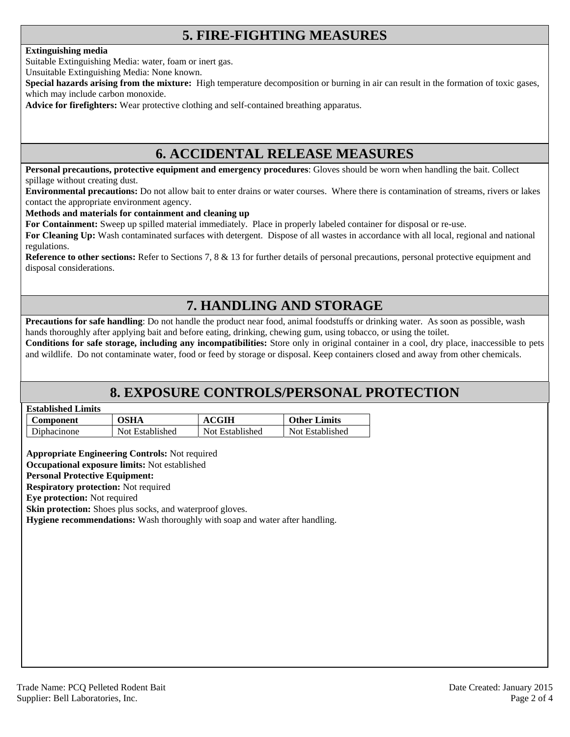## 5. FIRE-FIGHTING MEASURES

**Extinguishing media**

Suitable Extinguishing Media: water, foam or inert gas.

Unsuitable Extinguishing Media: None known.

**Special hazards arising from the mixture:** High temperature decomposition or burning in air can result in the formation of toxic gases, which may include carbon monoxide.

**Advice for firefighters:** Wear protective clothing and self-contained breathing apparatus.

## 6. ACCIDENTAL RELEASE MEASURES

**Personal precautions, protective equipment and emergency procedures**: Gloves should be worn when handling the bait. Collect spillage without creating dust.

**Environmental precautions:** Do not allow bait to enter drains or water courses. Where there is contamination of streams, rivers or lakes contact the appropriate environment agency.

**Methods and materials for containment and cleaning up**

**For Containment:** Sweep up spilled material immediately. Place in properly labeled container for disposal or re-use.

**For Cleaning Up:** Wash contaminated surfaces with detergent. Dispose of all wastes in accordance with all local, regional and national regulations.

**Reference to other sections:** Refer to Sections 7, 8 & 13 for further details of personal precautions, personal protective equipment and disposal considerations.

## 7. HANDLING AND STORAGE

**Precautions for safe handling**: Do not handle the product near food, animal foodstuffs or drinking water. As soon as possible, wash hands thoroughly after applying bait and before eating, drinking, chewing gum, using tobacco, or using the toilet.

**Conditions for safe storage, including any incompatibilities:** Store only in original container in a cool, dry place, inaccessible to pets and wildlife. Do not contaminate water, food or feed by storage or disposal. Keep containers closed and away from other chemicals.

## 8. EXPOSURE CONTROLS/PERSONAL PROTECTION

**Established Limits**

| Component | OSHA | ACGIH | Other Limits |
|---|---|---|---|
| Diphacinone | Not Established | Not Established | Not Established |

**Appropriate Engineering Controls:** Not required

**Occupational exposure limits:** Not established

**Personal Protective Equipment:**

**Respiratory protection:** Not required

**Eye protection:** Not required

**Skin protection:** Shoes plus socks, and waterproof gloves.

**Hygiene recommendations:** Wash thoroughly with soap and water after handling.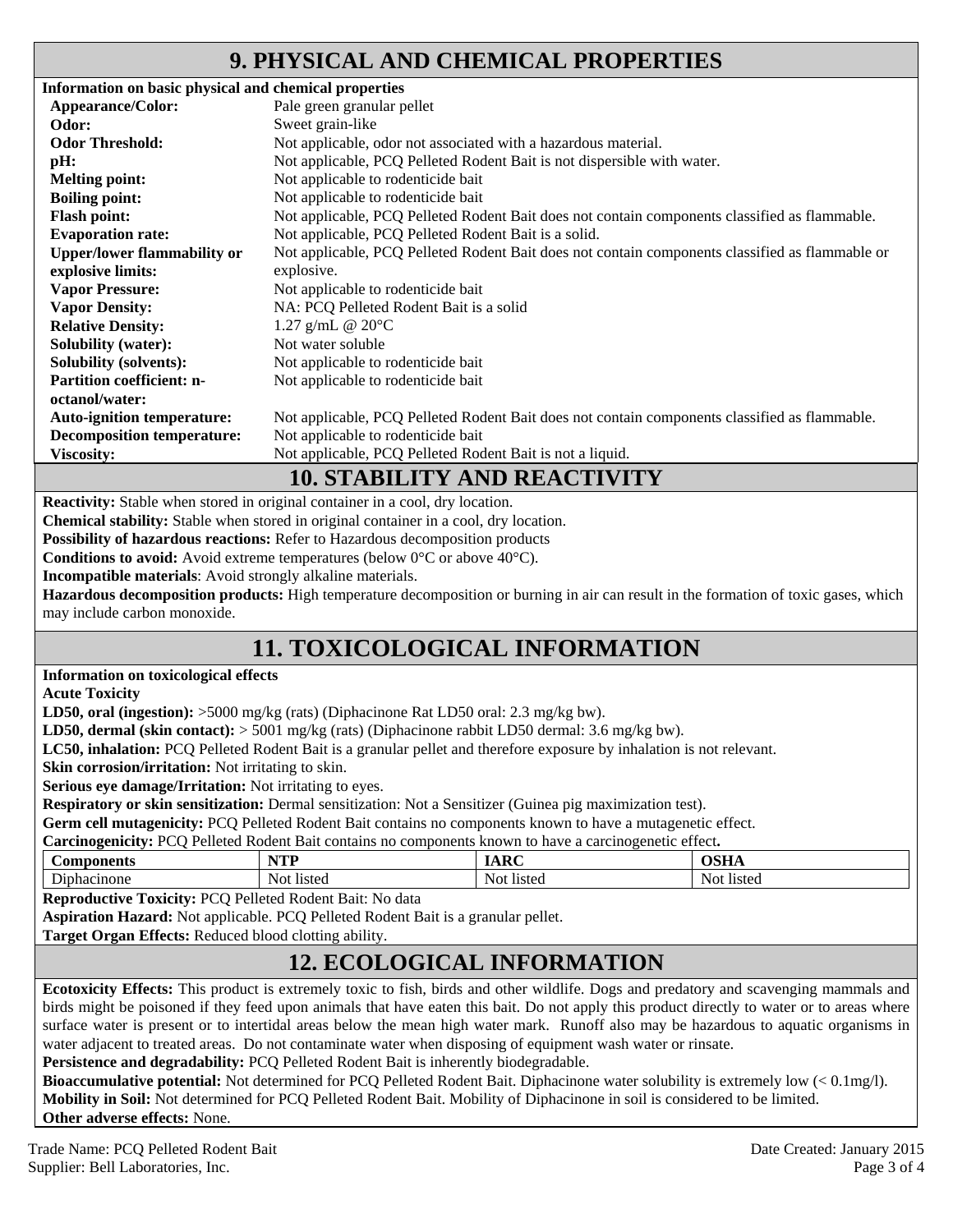## 9. PHYSICAL AND CHEMICAL PROPERTIES

**Information on basic physical and chemical properties**

| | |
|---|---|
| **Appearance/Color:** | Pale green granular pellet |
| **Odor:** | Sweet grain-like |
| **Odor Threshold:** | Not applicable, odor not associated with a hazardous material. |
| **pH:** | Not applicable, PCQ Pelleted Rodent Bait is not dispersible with water. |
| **Melting point:** | Not applicable to rodenticide bait |
| **Boiling point:** | Not applicable to rodenticide bait |
| **Flash point:** | Not applicable, PCQ Pelleted Rodent Bait does not contain components classified as flammable. |
| **Evaporation rate:** | Not applicable, PCQ Pelleted Rodent Bait is a solid. |
| **Upper/lower flammability or explosive limits:** | Not applicable, PCQ Pelleted Rodent Bait does not contain components classified as flammable or explosive. |
| **Vapor Pressure:** | Not applicable to rodenticide bait |
| **Vapor Density:** | NA: PCQ Pelleted Rodent Bait is a solid |
| **Relative Density:** | 1.27 g/mL @ 20°C |
| **Solubility (water):** | Not water soluble |
| **Solubility (solvents):** | Not applicable to rodenticide bait |
| **Partition coefficient: n-octanol/water:** | Not applicable to rodenticide bait |
| **Auto-ignition temperature:** | Not applicable, PCQ Pelleted Rodent Bait does not contain components classified as flammable. |
| **Decomposition temperature:** | Not applicable to rodenticide bait |
| **Viscosity:** | Not applicable, PCQ Pelleted Rodent Bait is not a liquid. |

## 10. STABILITY AND REACTIVITY

**Reactivity:** Stable when stored in original container in a cool, dry location.

**Chemical stability:** Stable when stored in original container in a cool, dry location.

**Possibility of hazardous reactions:** Refer to Hazardous decomposition products

**Conditions to avoid:** Avoid extreme temperatures (below 0°C or above 40°C).

**Incompatible materials**: Avoid strongly alkaline materials.

**Hazardous decomposition products:** High temperature decomposition or burning in air can result in the formation of toxic gases, which may include carbon monoxide.

## 11. TOXICOLOGICAL INFORMATION

**Information on toxicological effects**

**Acute Toxicity**

**LD50, oral (ingestion):** >5000 mg/kg (rats) (Diphacinone Rat LD50 oral: 2.3 mg/kg bw).

**LD50, dermal (skin contact):** > 5001 mg/kg (rats) (Diphacinone rabbit LD50 dermal: 3.6 mg/kg bw).

**LC50, inhalation:** PCQ Pelleted Rodent Bait is a granular pellet and therefore exposure by inhalation is not relevant.

**Skin corrosion/irritation:** Not irritating to skin.

**Serious eye damage/Irritation:** Not irritating to eyes.

**Respiratory or skin sensitization:** Dermal sensitization: Not a Sensitizer (Guinea pig maximization test).

**Germ cell mutagenicity:** PCQ Pelleted Rodent Bait contains no components known to have a mutagenetic effect.

**Carcinogenicity:** PCQ Pelleted Rodent Bait contains no components known to have a carcinogenetic effect**.**

| Components | NTP | IARC | OSHA |
|---|---|---|---|
| Diphacinone | Not listed | Not listed | Not listed |

**Reproductive Toxicity:** PCQ Pelleted Rodent Bait: No data

**Aspiration Hazard:** Not applicable. PCQ Pelleted Rodent Bait is a granular pellet.

**Target Organ Effects:** Reduced blood clotting ability.

## 12. ECOLOGICAL INFORMATION

**Ecotoxicity Effects:** This product is extremely toxic to fish, birds and other wildlife. Dogs and predatory and scavenging mammals and birds might be poisoned if they feed upon animals that have eaten this bait. Do not apply this product directly to water or to areas where surface water is present or to intertidal areas below the mean high water mark. Runoff also may be hazardous to aquatic organisms in water adjacent to treated areas. Do not contaminate water when disposing of equipment wash water or rinsate.

**Persistence and degradability:** PCQ Pelleted Rodent Bait is inherently biodegradable.

**Bioaccumulative potential:** Not determined for PCQ Pelleted Rodent Bait. Diphacinone water solubility is extremely low (< 0.1mg/l).

**Mobility in Soil:** Not determined for PCQ Pelleted Rodent Bait. Mobility of Diphacinone in soil is considered to be limited.

**Other adverse effects:** None.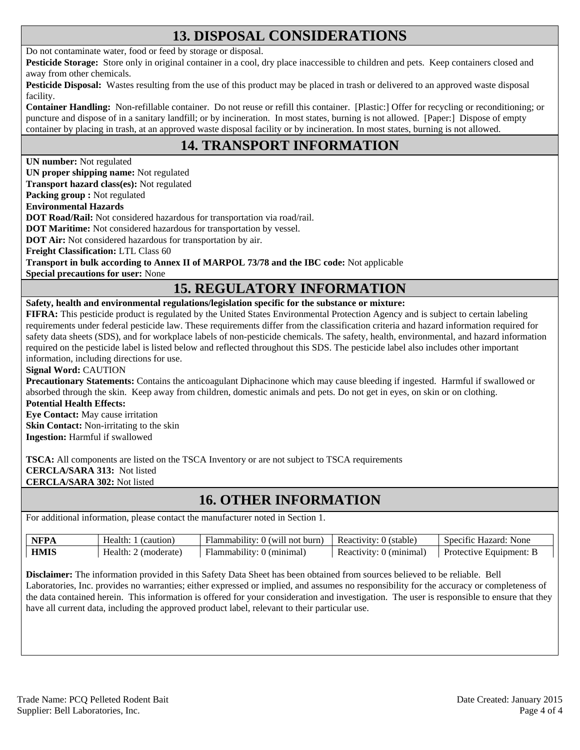## 13. DISPOSAL CONSIDERATIONS

Do not contaminate water, food or feed by storage or disposal.

**Pesticide Storage:** Store only in original container in a cool, dry place inaccessible to children and pets. Keep containers closed and away from other chemicals.

**Pesticide Disposal:** Wastes resulting from the use of this product may be placed in trash or delivered to an approved waste disposal facility.

**Container Handling:** Non-refillable container. Do not reuse or refill this container. [Plastic:] Offer for recycling or reconditioning; or puncture and dispose of in a sanitary landfill; or by incineration. In most states, burning is not allowed. [Paper:] Dispose of empty container by placing in trash, at an approved waste disposal facility or by incineration. In most states, burning is not allowed.

## 14. TRANSPORT INFORMATION

**UN number:** Not regulated
**UN proper shipping name:** Not regulated
**Transport hazard class(es):** Not regulated
**Packing group :** Not regulated
**Environmental Hazards**
**DOT Road/Rail:** Not considered hazardous for transportation via road/rail.
**DOT Maritime:** Not considered hazardous for transportation by vessel.
**DOT Air:** Not considered hazardous for transportation by air.
**Freight Classification:** LTL Class 60
**Transport in bulk according to Annex II of MARPOL 73/78 and the IBC code:** Not applicable
**Special precautions for user:** None

## 15. REGULATORY INFORMATION

**Safety, health and environmental regulations/legislation specific for the substance or mixture:**

**FIFRA:** This pesticide product is regulated by the United States Environmental Protection Agency and is subject to certain labeling requirements under federal pesticide law. These requirements differ from the classification criteria and hazard information required for safety data sheets (SDS), and for workplace labels of non-pesticide chemicals. The safety, health, environmental, and hazard information required on the pesticide label is listed below and reflected throughout this SDS. The pesticide label also includes other important information, including directions for use.

**Signal Word:** CAUTION

**Precautionary Statements:** Contains the anticoagulant Diphacinone which may cause bleeding if ingested. Harmful if swallowed or absorbed through the skin. Keep away from children, domestic animals and pets. Do not get in eyes, on skin or on clothing.

**Potential Health Effects:**
**Eye Contact:** May cause irritation
**Skin Contact:** Non-irritating to the skin
**Ingestion:** Harmful if swallowed

**TSCA:** All components are listed on the TSCA Inventory or are not subject to TSCA requirements
**CERCLA/SARA 313:** Not listed
**CERCLA/SARA 302:** Not listed

## 16. OTHER INFORMATION

For additional information, please contact the manufacturer noted in Section 1.

| | | | | |
|---|---|---|---|---|
| **NFPA** | Health: 1 (caution) | Flammability: 0 (will not burn) | Reactivity: 0 (stable) | Specific Hazard: None |
| **HMIS** | Health: 2 (moderate) | Flammability: 0 (minimal) | Reactivity: 0 (minimal) | Protective Equipment: B |

**Disclaimer:** The information provided in this Safety Data Sheet has been obtained from sources believed to be reliable. Bell Laboratories, Inc. provides no warranties; either expressed or implied, and assumes no responsibility for the accuracy or completeness of the data contained herein. This information is offered for your consideration and investigation. The user is responsible to ensure that they have all current data, including the approved product label, relevant to their particular use.